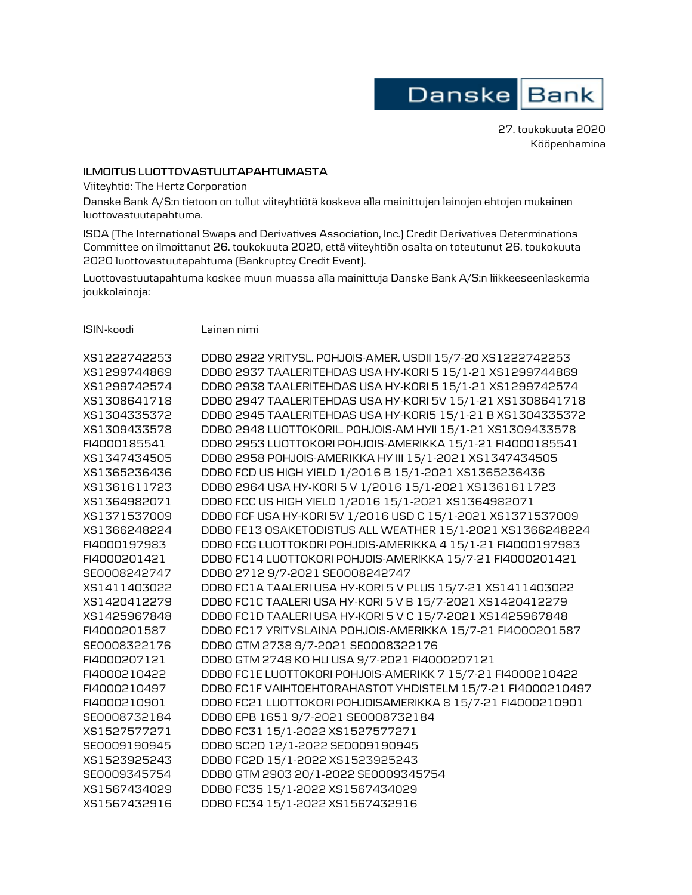Danske Bank

27. toukokuuta 2020
Kööpenhamina

**ILMOITUS LUOTTOVASTUUTAPAHTUMASTA**

Viiteyhtiö: The Hertz Corporation

Danske Bank A/S:n tietoon on tullut viiteyhtiötä koskeva alla mainittujen lainojen ehtojen mukainen luottovastuutapahtuma.

ISDA (The International Swaps and Derivatives Association, Inc.) Credit Derivatives Determinations Committee on ilmoittanut 26. toukokuuta 2020, että viiteyhtiön osalta on toteutunut 26. toukokuuta 2020 luottovastuutapahtuma (Bankruptcy Credit Event).

Luottovastuutapahtuma koskee muun muassa alla mainittuja Danske Bank A/S:n liikkeeseenlaskemia joukkolainoja:

| ISIN-koodi | Lainan nimi |
|---|---|
| XS1222742253 | DDBO 2922 YRITYSL. POHJOIS-AMER. USDII 15/7-20 XS1222742253 |
| XS1299744869 | DDBO 2937 TAALERITEHDAS USA HY-KORI 5 15/1-21 XS1299744869 |
| XS1299742574 | DDBO 2938 TAALERITEHDAS USA HY-KORI 5 15/1-21 XS1299742574 |
| XS1308641718 | DDBO 2947 TAALERITEHDAS USA HY-KORI 5V 15/1-21 XS1308641718 |
| XS1304335372 | DDBO 2945 TAALERITEHDAS USA HY-KORI5 15/1-21 B XS1304335372 |
| XS1309433578 | DDBO 2948 LUOTTOKORIL. POHJOIS-AM HYII 15/1-21 XS1309433578 |
| FI4000185541 | DDBO 2953 LUOTTOKORI POHJOIS-AMERIKKA 15/1-21 FI4000185541 |
| XS1347434505 | DDBO 2958 POHJOIS-AMERIKKA HY III 15/1-2021 XS1347434505 |
| XS1365236436 | DDBO FCD US HIGH YIELD 1/2016 B 15/1-2021 XS1365236436 |
| XS1361611723 | DDBO 2964 USA HY-KORI 5 V 1/2016 15/1-2021 XS1361611723 |
| XS1364982071 | DDBO FCC US HIGH YIELD 1/2016 15/1-2021 XS1364982071 |
| XS1371537009 | DDBO FCF USA HY-KORI 5V 1/2016 USD C 15/1-2021 XS1371537009 |
| XS1366248224 | DDBO FE13 OSAKETODISTUS ALL WEATHER 15/1-2021 XS1366248224 |
| FI4000197983 | DDBO FCG LUOTTOKORI POHJOIS-AMERIKKA 4 15/1-21 FI4000197983 |
| FI4000201421 | DDBO FC14 LUOTTOKORI POHJOIS-AMERIKKA 15/7-21 FI4000201421 |
| SE0008242747 | DDBO 2712 9/7-2021 SE0008242747 |
| XS1411403022 | DDBO FC1A TAALERI USA HY-KORI 5 V PLUS 15/7-21 XS1411403022 |
| XS1420412279 | DDBO FC1C TAALERI USA HY-KORI 5 V B 15/7-2021 XS1420412279 |
| XS1425967848 | DDBO FC1D TAALERI USA HY-KORI 5 V C 15/7-2021 XS1425967848 |
| FI4000201587 | DDBO FC17 YRITYSLAINA POHJOIS-AMERIKKA 15/7-21 FI4000201587 |
| SE0008322176 | DDBO GTM 2738 9/7-2021 SE0008322176 |
| FI4000207121 | DDBO GTM 2748 KO HU USA 9/7-2021 FI4000207121 |
| FI4000210422 | DDBO FC1E LUOTTOKORI POHJOIS-AMERIKK 7 15/7-21 FI4000210422 |
| FI4000210497 | DDBO FC1F VAIHTOEHTORAHASTOT YHDISTELM 15/7-21 FI4000210497 |
| FI4000210901 | DDBO FC21 LUOTTOKORI POHJOISAMERIKKA 8 15/7-21 FI4000210901 |
| SE0008732184 | DDBO EPB 1651 9/7-2021 SE0008732184 |
| XS1527577271 | DDBO FC31 15/1-2022 XS1527577271 |
| SE0009190945 | DDBO SC2D 12/1-2022 SE0009190945 |
| XS1523925243 | DDBO FC2D 15/1-2022 XS1523925243 |
| SE0009345754 | DDBO GTM 2903 20/1-2022 SE0009345754 |
| XS1567434029 | DDBO FC35 15/1-2022 XS1567434029 |
| XS1567432916 | DDBO FC34 15/1-2022 XS1567432916 |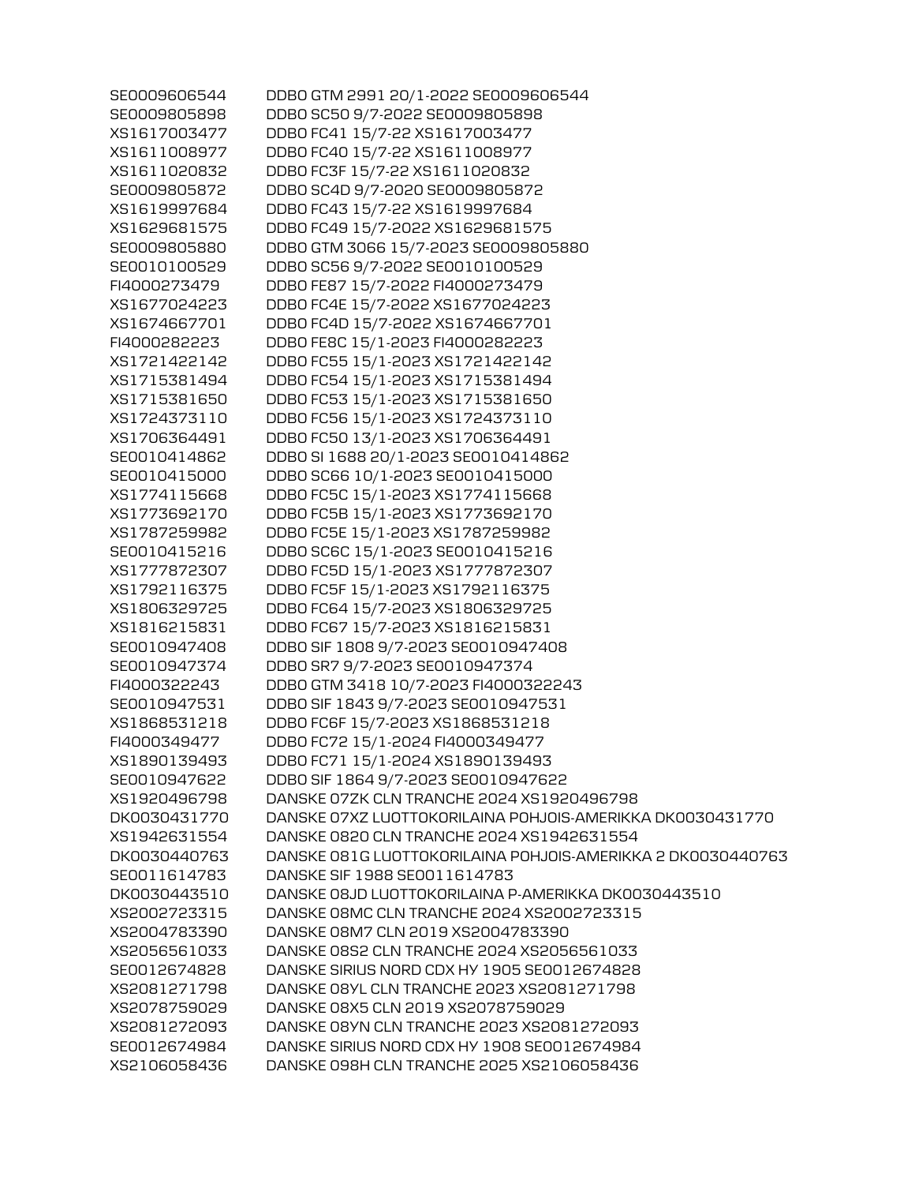| | |
|---|---|
| SE0009606544 | DDBO GTM 2991 20/1-2022 SE0009606544 |
| SE0009805898 | DDBO SC50 9/7-2022 SE0009805898 |
| XS1617003477 | DDBO FC41 15/7-22 XS1617003477 |
| XS1611008977 | DDBO FC40 15/7-22 XS1611008977 |
| XS1611020832 | DDBO FC3F 15/7-22 XS1611020832 |
| SE0009805872 | DDBO SC4D 9/7-2020 SE0009805872 |
| XS1619997684 | DDBO FC43 15/7-22 XS1619997684 |
| XS1629681575 | DDBO FC49 15/7-2022 XS1629681575 |
| SE0009805880 | DDBO GTM 3066 15/7-2023 SE0009805880 |
| SE0010100529 | DDBO SC56 9/7-2022 SE0010100529 |
| FI4000273479 | DDBO FE87 15/7-2022 FI4000273479 |
| XS1677024223 | DDBO FC4E 15/7-2022 XS1677024223 |
| XS1674667701 | DDBO FC4D 15/7-2022 XS1674667701 |
| FI4000282223 | DDBO FE8C 15/1-2023 FI4000282223 |
| XS1721422142 | DDBO FC55 15/1-2023 XS1721422142 |
| XS1715381494 | DDBO FC54 15/1-2023 XS1715381494 |
| XS1715381650 | DDBO FC53 15/1-2023 XS1715381650 |
| XS1724373110 | DDBO FC56 15/1-2023 XS1724373110 |
| XS1706364491 | DDBO FC50 13/1-2023 XS1706364491 |
| SE0010414862 | DDBO SI 1688 20/1-2023 SE0010414862 |
| SE0010415000 | DDBO SC66 10/1-2023 SE0010415000 |
| XS1774115668 | DDBO FC5C 15/1-2023 XS1774115668 |
| XS1773692170 | DDBO FC5B 15/1-2023 XS1773692170 |
| XS1787259982 | DDBO FC5E 15/1-2023 XS1787259982 |
| SE0010415216 | DDBO SC6C 15/1-2023 SE0010415216 |
| XS1777872307 | DDBO FC5D 15/1-2023 XS1777872307 |
| XS1792116375 | DDBO FC5F 15/1-2023 XS1792116375 |
| XS1806329725 | DDBO FC64 15/7-2023 XS1806329725 |
| XS1816215831 | DDBO FC67 15/7-2023 XS1816215831 |
| SE0010947408 | DDBO SIF 1808 9/7-2023 SE0010947408 |
| SE0010947374 | DDBO SR7 9/7-2023 SE0010947374 |
| FI4000322243 | DDBO GTM 3418 10/7-2023 FI4000322243 |
| SE0010947531 | DDBO SIF 1843 9/7-2023 SE0010947531 |
| XS1868531218 | DDBO FC6F 15/7-2023 XS1868531218 |
| FI4000349477 | DDBO FC72 15/1-2024 FI4000349477 |
| XS1890139493 | DDBO FC71 15/1-2024 XS1890139493 |
| SE0010947622 | DDBO SIF 1864 9/7-2023 SE0010947622 |
| XS1920496798 | DANSKE 07ZK CLN TRANCHE 2024 XS1920496798 |
| DK0030431770 | DANSKE 07XZ LUOTTOKORILAINA POHJOIS-AMERIKKA DK0030431770 |
| XS1942631554 | DANSKE 0820 CLN TRANCHE 2024 XS1942631554 |
| DK0030440763 | DANSKE 081G LUOTTOKORILAINA POHJOIS-AMERIKKA 2 DK0030440763 |
| SE0011614783 | DANSKE SIF 1988 SE0011614783 |
| DK0030443510 | DANSKE 08JD LUOTTOKORILAINA P-AMERIKKA DK0030443510 |
| XS2002723315 | DANSKE 08MC CLN TRANCHE 2024 XS2002723315 |
| XS2004783390 | DANSKE 08M7 CLN 2019 XS2004783390 |
| XS2056561033 | DANSKE 08S2 CLN TRANCHE 2024 XS2056561033 |
| SE0012674828 | DANSKE SIRIUS NORD CDX HY 1905 SE0012674828 |
| XS2081271798 | DANSKE 08YL CLN TRANCHE 2023 XS2081271798 |
| XS2078759029 | DANSKE 08X5 CLN 2019 XS2078759029 |
| XS2081272093 | DANSKE 08YN CLN TRANCHE 2023 XS2081272093 |
| SE0012674984 | DANSKE SIRIUS NORD CDX HY 1908 SE0012674984 |
| XS2106058436 | DANSKE 098H CLN TRANCHE 2025 XS2106058436 |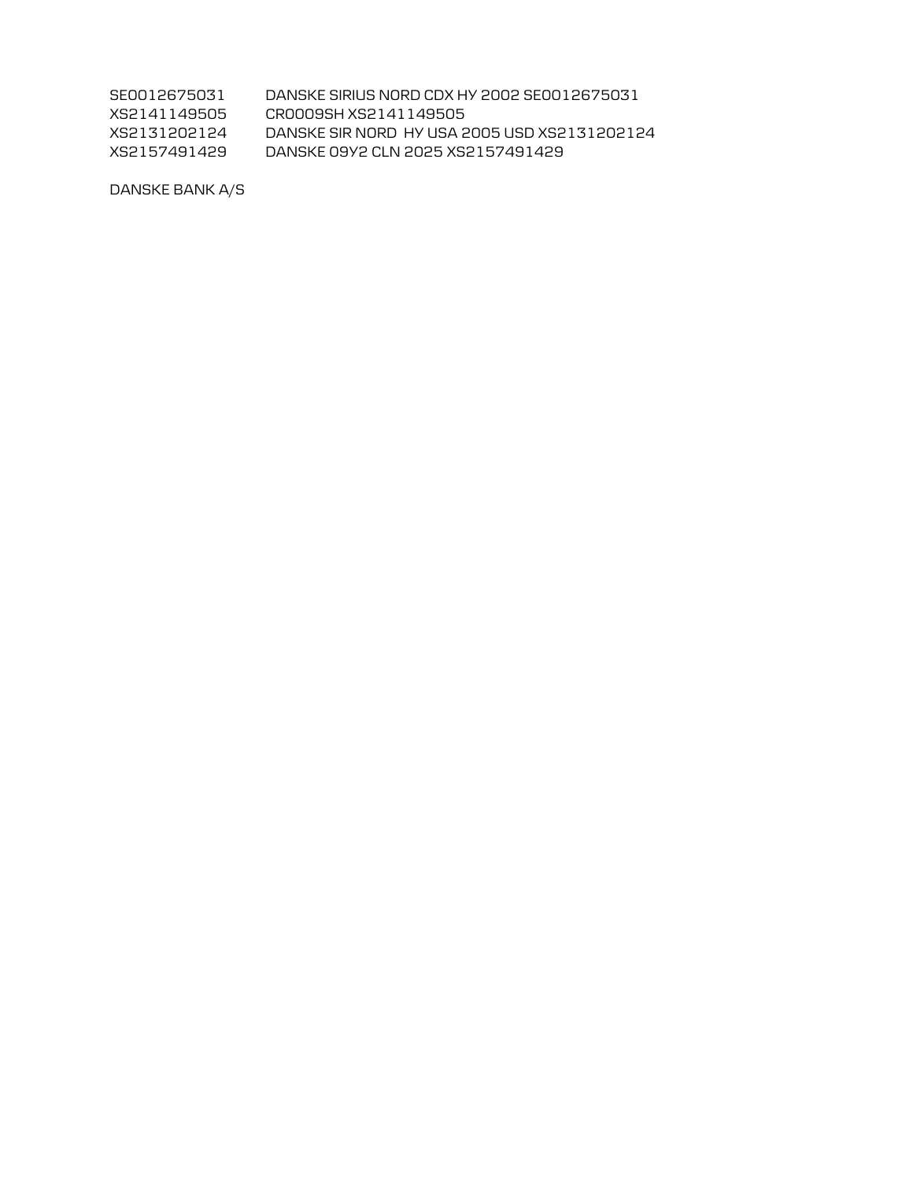| | |
|---|---|
| SE0012675031 | DANSKE SIRIUS NORD CDX HY 2002 SE0012675031 |
| XS2141149505 | CR0009SH XS2141149505 |
| XS2131202124 | DANSKE SIR NORD HY USA 2005 USD XS2131202124 |
| XS2157491429 | DANSKE 09Y2 CLN 2025 XS2157491429 |

DANSKE BANK A/S